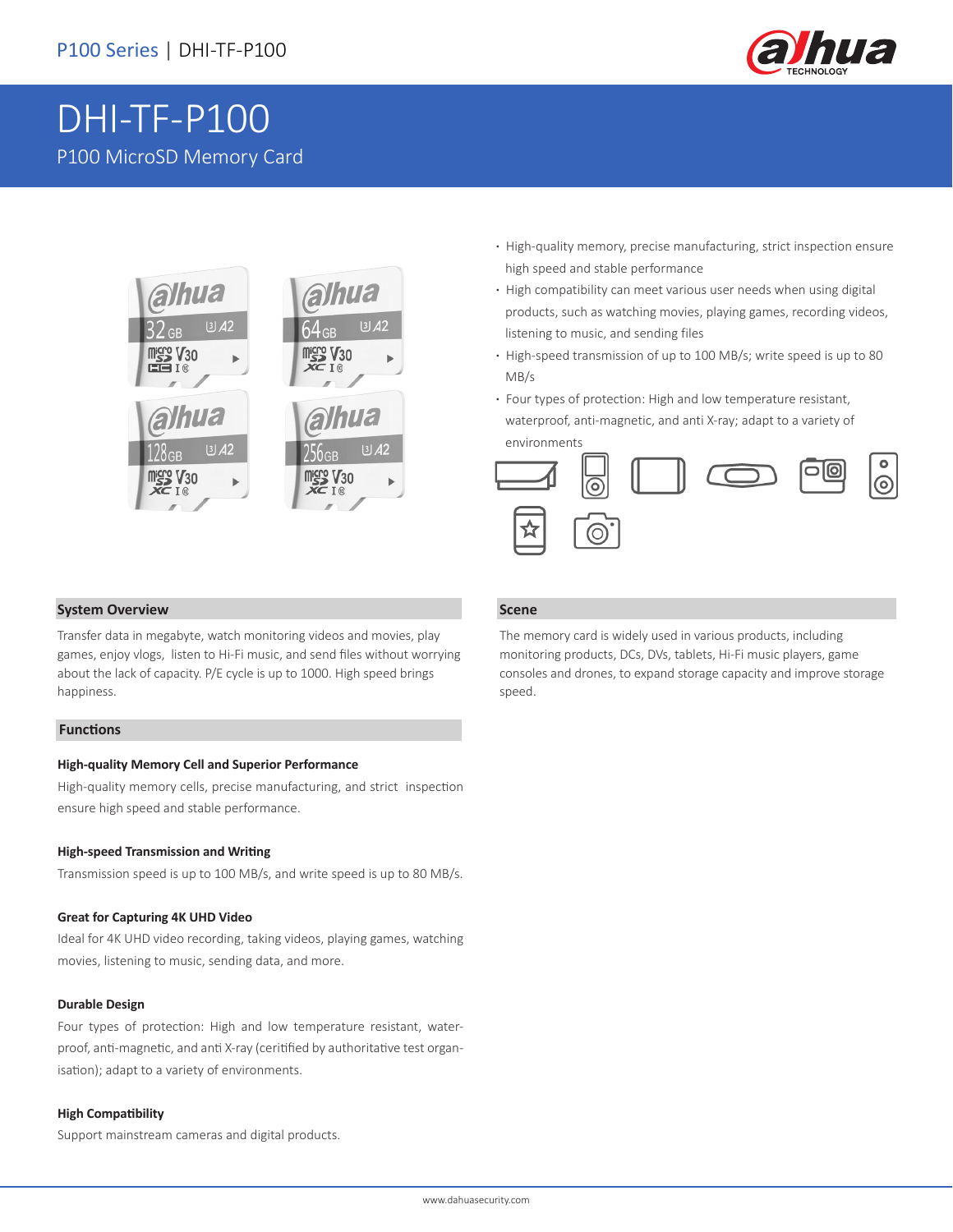P100 Series | DHI-TF-P100

# DHI-TF-P100

P100 MicroSD Memory Card

- High-quality memory, precise manufacturing, strict inspection ensure high speed and stable performance
- High compatibility can meet various user needs when using digital products, such as watching movies, playing games, recording videos, listening to music, and sending files
- High-speed transmission of up to 100 MB/s; write speed is up to 80 MB/s
- Four types of protection: High and low temperature resistant, waterproof, anti-magnetic, and anti X-ray; adapt to a variety of environments

## System Overview

Transfer data in megabyte, watch monitoring videos and movies, play games, enjoy vlogs, listen to Hi-Fi music, and send files without worrying about the lack of capacity. P/E cycle is up to 1000. High speed brings happiness.

## Functions

### High-quality Memory Cell and Superior Performance

High-quality memory cells, precise manufacturing, and strict inspection ensure high speed and stable performance.

### High-speed Transmission and Writing

Transmission speed is up to 100 MB/s, and write speed is up to 80 MB/s.

### Great for Capturing 4K UHD Video

Ideal for 4K UHD video recording, taking videos, playing games, watching movies, listening to music, sending data, and more.

### Durable Design

Four types of protection: High and low temperature resistant, waterproof, anti-magnetic, and anti X-ray (ceritified by authoritative test organisation); adapt to a variety of environments.

### High Compatibility

Support mainstream cameras and digital products.

## Scene

The memory card is widely used in various products, including monitoring products, DCs, DVs, tablets, Hi-Fi music players, game consoles and drones, to expand storage capacity and improve storage speed.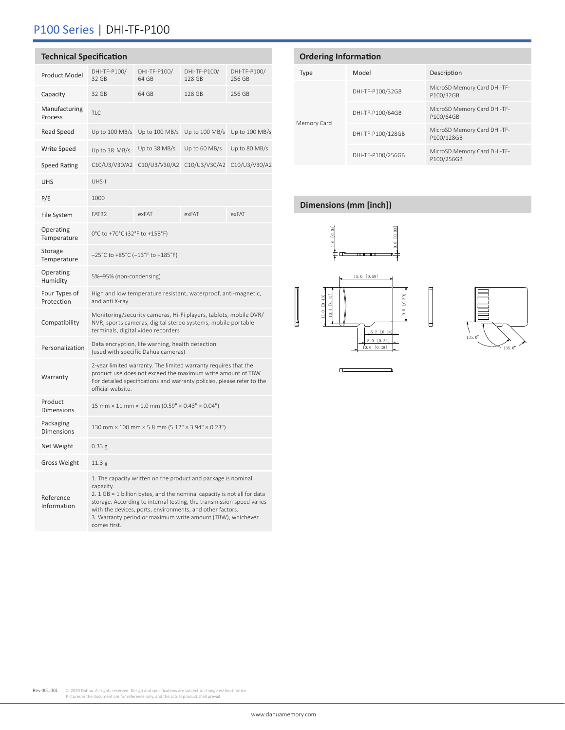# P100 Series | DHI-TF-P100

## Technical Specification

| Product Model | DHI-TF-P100/ 32 GB | DHI-TF-P100/ 64 GB | DHI-TF-P100/ 128 GB | DHI-TF-P100/ 256 GB |
|---|---|---|---|---|
| Capacity | 32 GB | 64 GB | 128 GB | 256 GB |
| Manufacturing Process | TLC | | | |
| Read Speed | Up to 100 MB/s | Up to 100 MB/s | Up to 100 MB/s | Up to 100 MB/s |
| Write Speed | Up to 38 MB/s | Up to 38 MB/s | Up to 60 MB/s | Up to 80 MB/s |
| Speed Rating | C10/U3/V30/A2 | C10/U3/V30/A2 | C10/U3/V30/A2 | C10/U3/V30/A2 |
| UHS | UHS-I | | | |
| P/E | 1000 | | | |
| File System | FAT32 | exFAT | exFAT | exFAT |
| Operating Temperature | 0°C to +70°C (32°F to +158°F) | | | |
| Storage Temperature | –25°C to +85°C (–13°F to +185°F) | | | |
| Operating Humidity | 5%–95% (non-condensing) | | | |
| Four Types of Protection | High and low temperature resistant, waterproof, anti-magnetic, and anti X-ray | | | |
| Compatibility | Monitoring/security cameras, Hi-Fi players, tablets, mobile DVR/NVR, sports cameras, digital stereo systems, mobile portable terminals, digital video recorders | | | |
| Personalization | Data encryption, life warning, health detection (used with specific Dahua cameras) | | | |
| Warranty | 2-year limited warranty. The limited warranty requires that the product use does not exceed the maximum write amount of TBW. For detailed specifications and warranty policies, please refer to the official website. | | | |
| Product Dimensions | 15 mm × 11 mm × 1.0 mm (0.59" × 0.43" × 0.04") | | | |
| Packaging Dimensions | 130 mm × 100 mm × 5.8 mm (5.12" × 3.94" × 0.23") | | | |
| Net Weight | 0.33 g | | | |
| Gross Weight | 11.3 g | | | |
| Reference Information | 1. The capacity written on the product and package is nominal capacity.<br>2. 1 GB = 1 billion bytes, and the nominal capacity is not all for data storage. According to internal testing, the transmission speed varies with the devices, ports, environments, and other factors.<br>3. Warranty period or maximum write amount (TBW), whichever comes first. | | | |

## Ordering Information

| Type | Model | Description |
|---|---|---|
| Memory Card | DHI-TF-P100/32GB | MicroSD Memory Card DHI-TF-P100/32GB |
| | DHI-TF-P100/64GB | MicroSD Memory Card DHI-TF-P100/64GB |
| | DHI-TF-P100/128GB | MicroSD Memory Card DHI-TF-P100/128GB |
| | DHI-TF-P100/256GB | MicroSD Memory Card DHI-TF-P100/256GB |

## Dimensions (mm [inch])

1.0 [0.04]
0.8 [0.03]
15.0 [0.59]
11.0 [0.43]
10.4 [0.41]
9.8 [0.39]
6.2 [0.24]
8.0 [0.32]
10.0 [0.39]
135.0°
135.0°

Rev 001.001 © 2020 Dahua. All rights reserved. Design and specifications are subject to change without notice. Pictures in the document are for reference only, and the actual product shall prevail.

www.dahuamemory.com